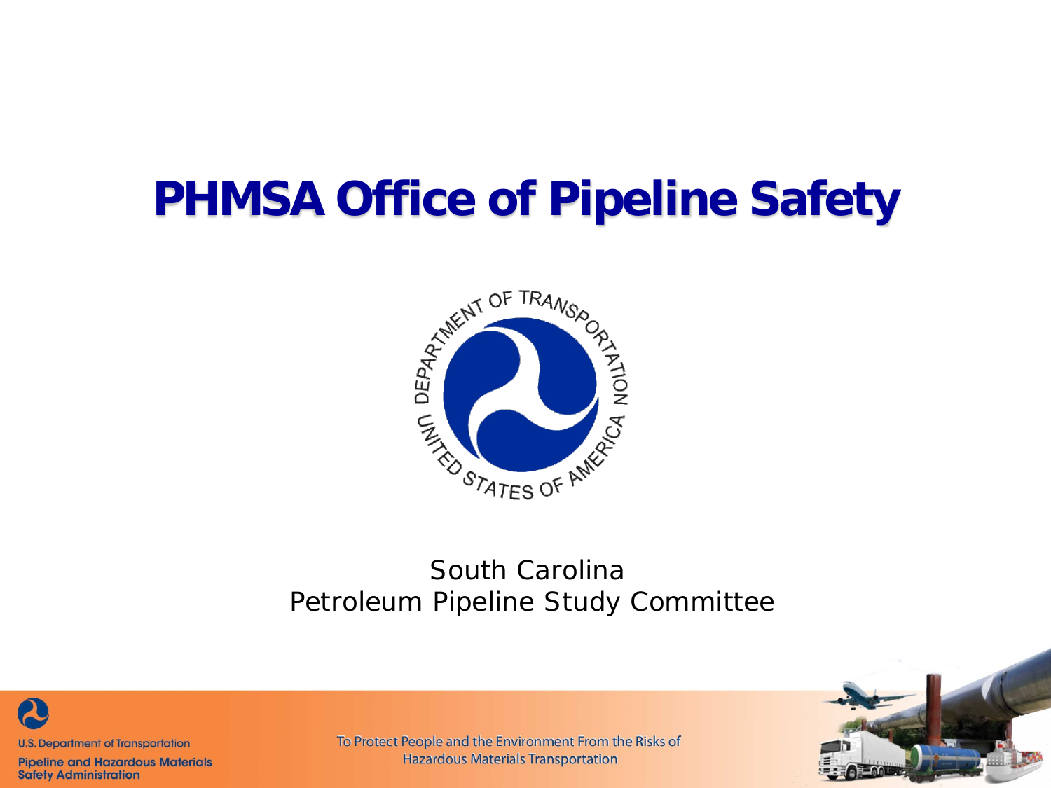# PHMSA Office of Pipeline Safety

South Carolina
Petroleum Pipeline Study Committee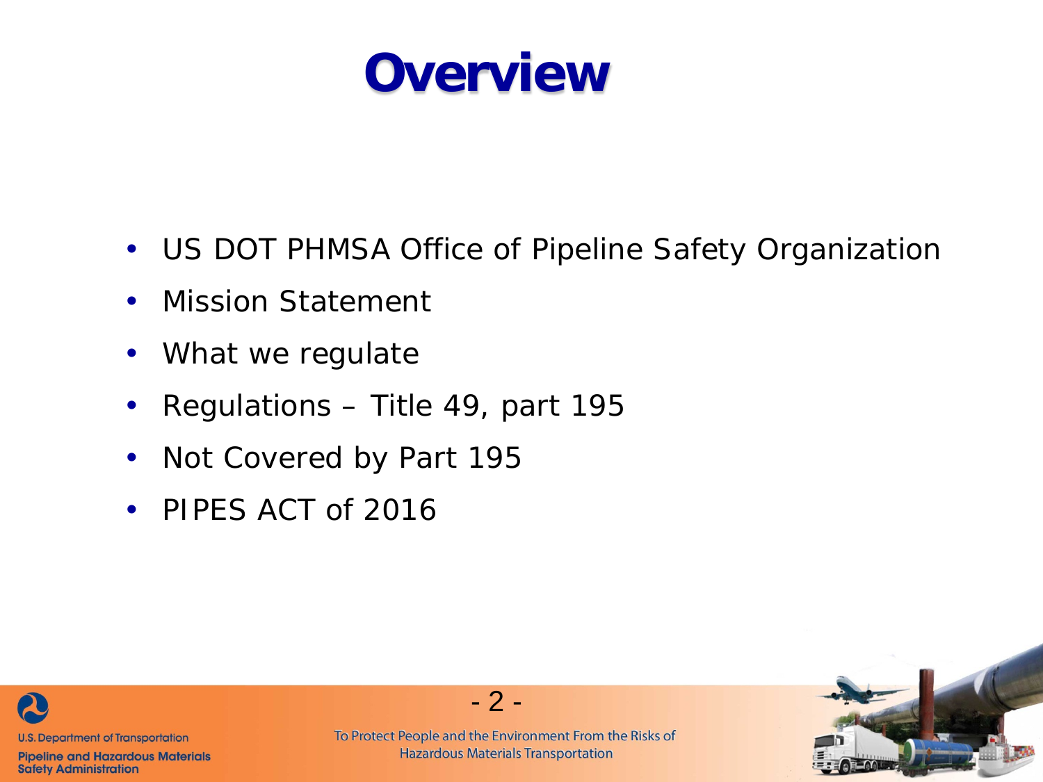# Overview

- US DOT PHMSA Office of Pipeline Safety Organization
- Mission Statement
- What we regulate
- Regulations – Title 49, part 195
- Not Covered by Part 195
- PIPES ACT of 2016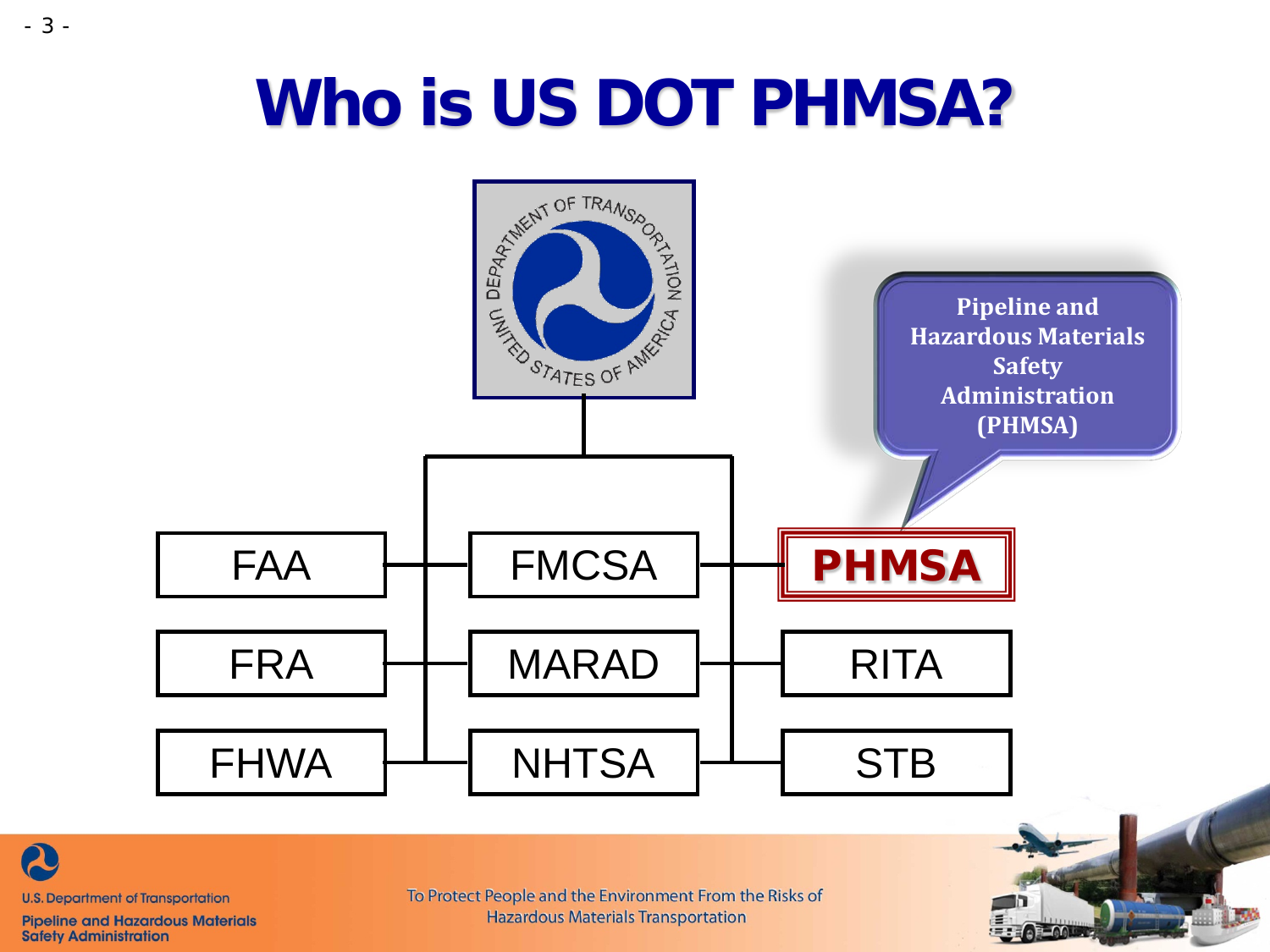# Who is US DOT PHMSA?

DEPARTMENT OF TRANSPORTATION · UNITED STATES OF AMERICA

Pipeline and Hazardous Materials Safety Administration (PHMSA)

| | | |
|---|---|---|
| FAA | FMCSA | **PHMSA** |
| FRA | MARAD | RITA |
| FHWA | NHTSA | STB |

U.S. Department of Transportation
Pipeline and Hazardous Materials Safety Administration

To Protect People and the Environment From the Risks of Hazardous Materials Transportation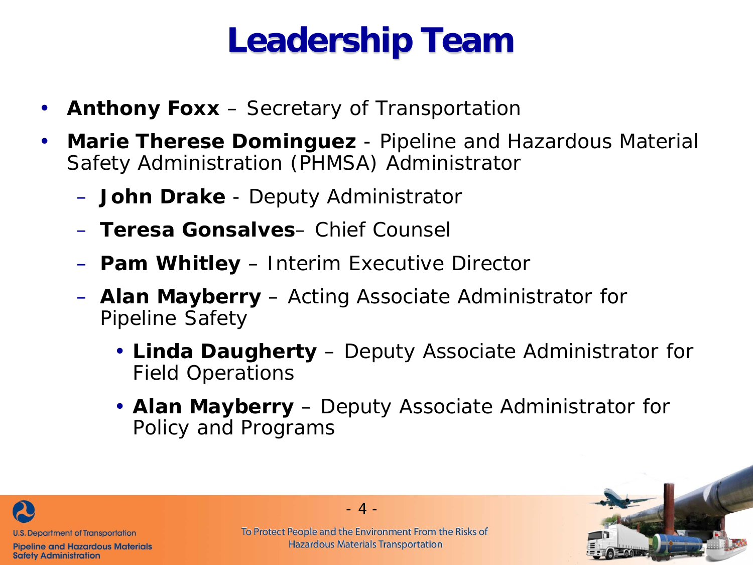# Leadership Team

- **Anthony Foxx** – Secretary of Transportation
- **Marie Therese Dominguez** - Pipeline and Hazardous Material Safety Administration (PHMSA) Administrator
  - **John Drake** - Deputy Administrator
  - **Teresa Gonsalves**– Chief Counsel
  - **Pam Whitley** – Interim Executive Director
  - **Alan Mayberry** – Acting Associate Administrator for Pipeline Safety
    - **Linda Daugherty** – Deputy Associate Administrator for Field Operations
    - **Alan Mayberry** – Deputy Associate Administrator for Policy and Programs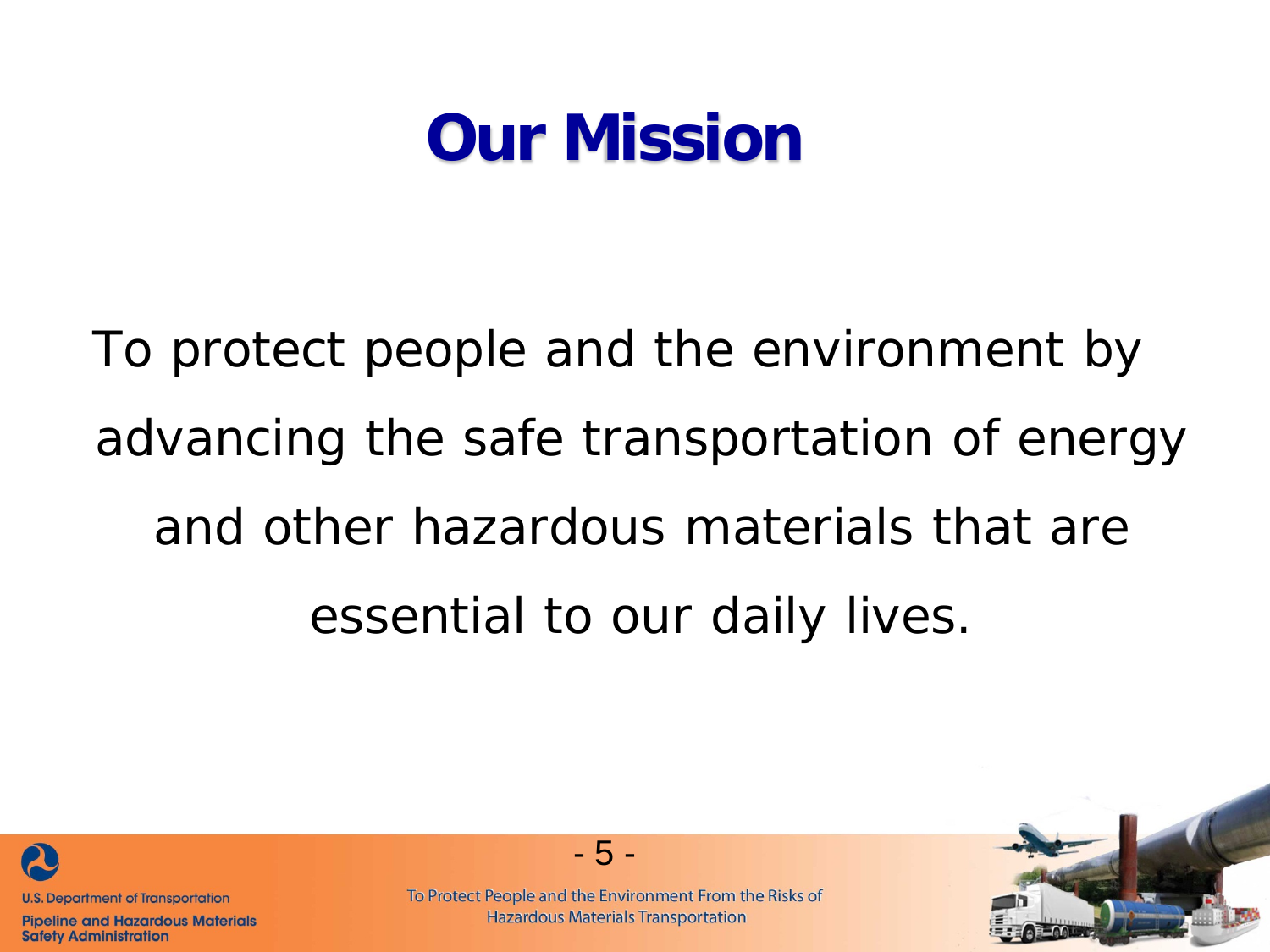# Our Mission

To protect people and the environment by advancing the safe transportation of energy and other hazardous materials that are essential to our daily lives.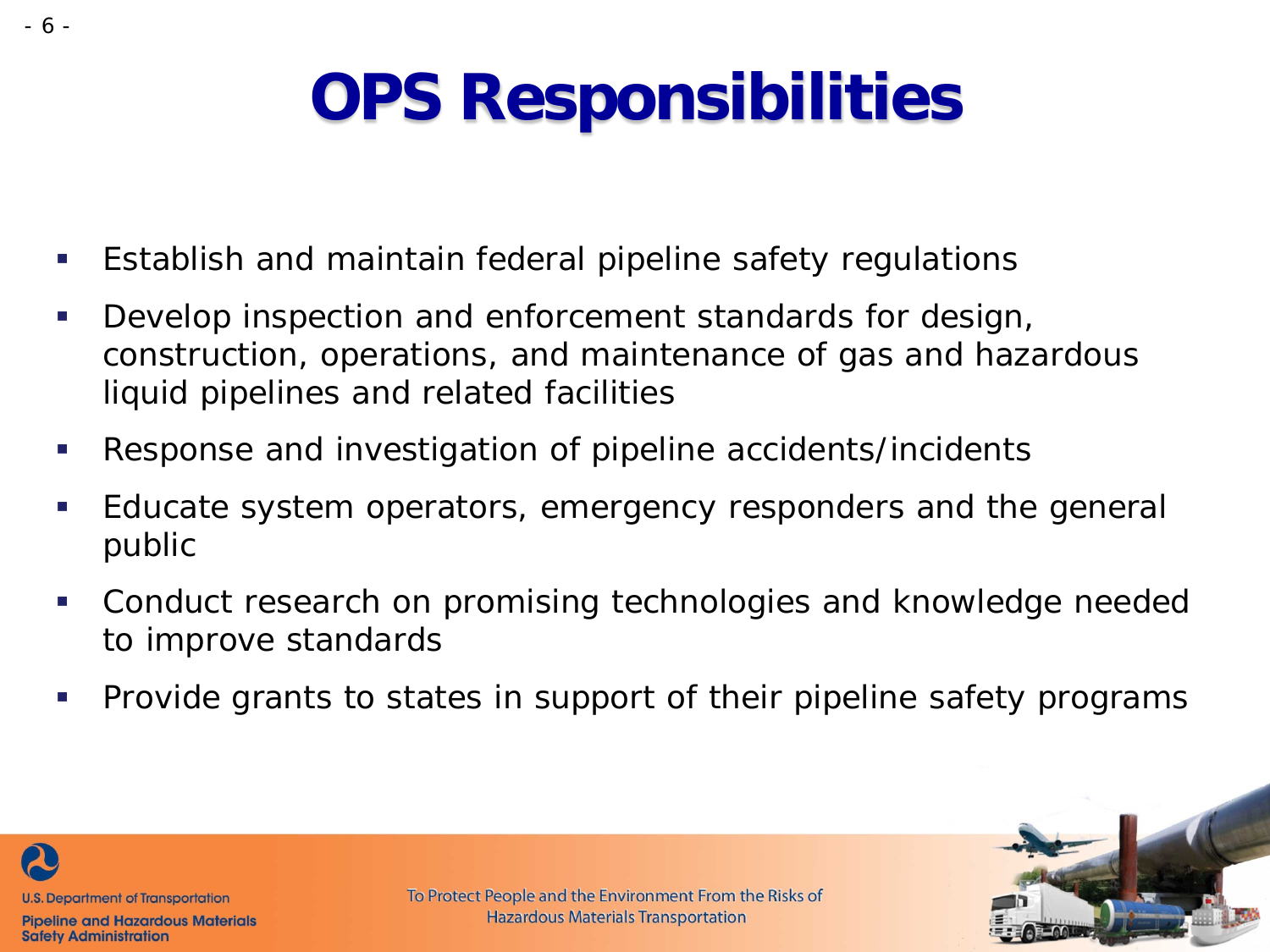# OPS Responsibilities

- Establish and maintain federal pipeline safety regulations
- Develop inspection and enforcement standards for design, construction, operations, and maintenance of gas and hazardous liquid pipelines and related facilities
- Response and investigation of pipeline accidents/incidents
- Educate system operators, emergency responders and the general public
- Conduct research on promising technologies and knowledge needed to improve standards
- Provide grants to states in support of their pipeline safety programs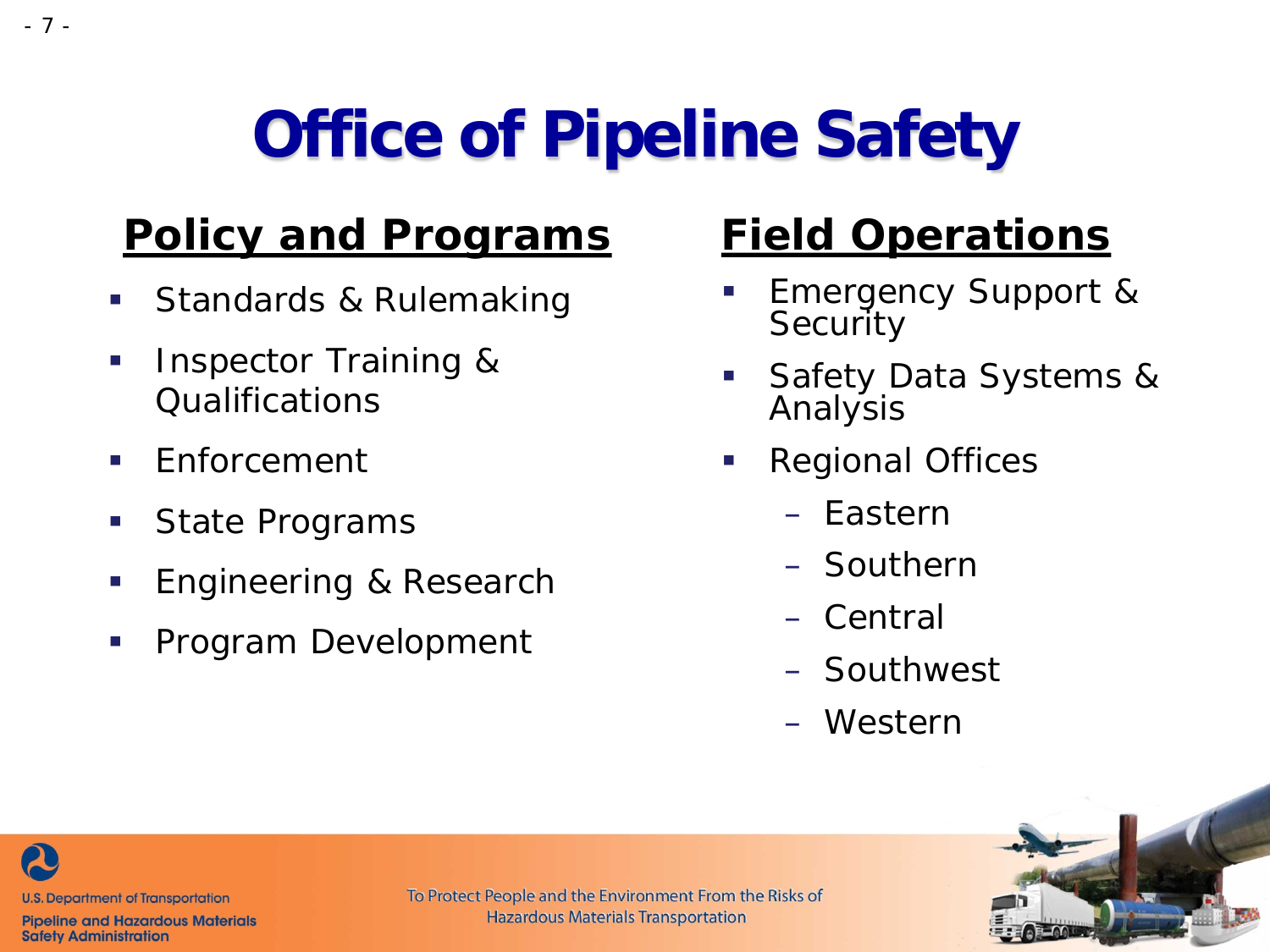# Office of Pipeline Safety

## Policy and Programs

- Standards & Rulemaking
- Inspector Training & Qualifications
- Enforcement
- State Programs
- Engineering & Research
- Program Development

## Field Operations

- Emergency Support & Security
- Safety Data Systems & Analysis
- Regional Offices
  - Eastern
  - Southern
  - Central
  - Southwest
  - Western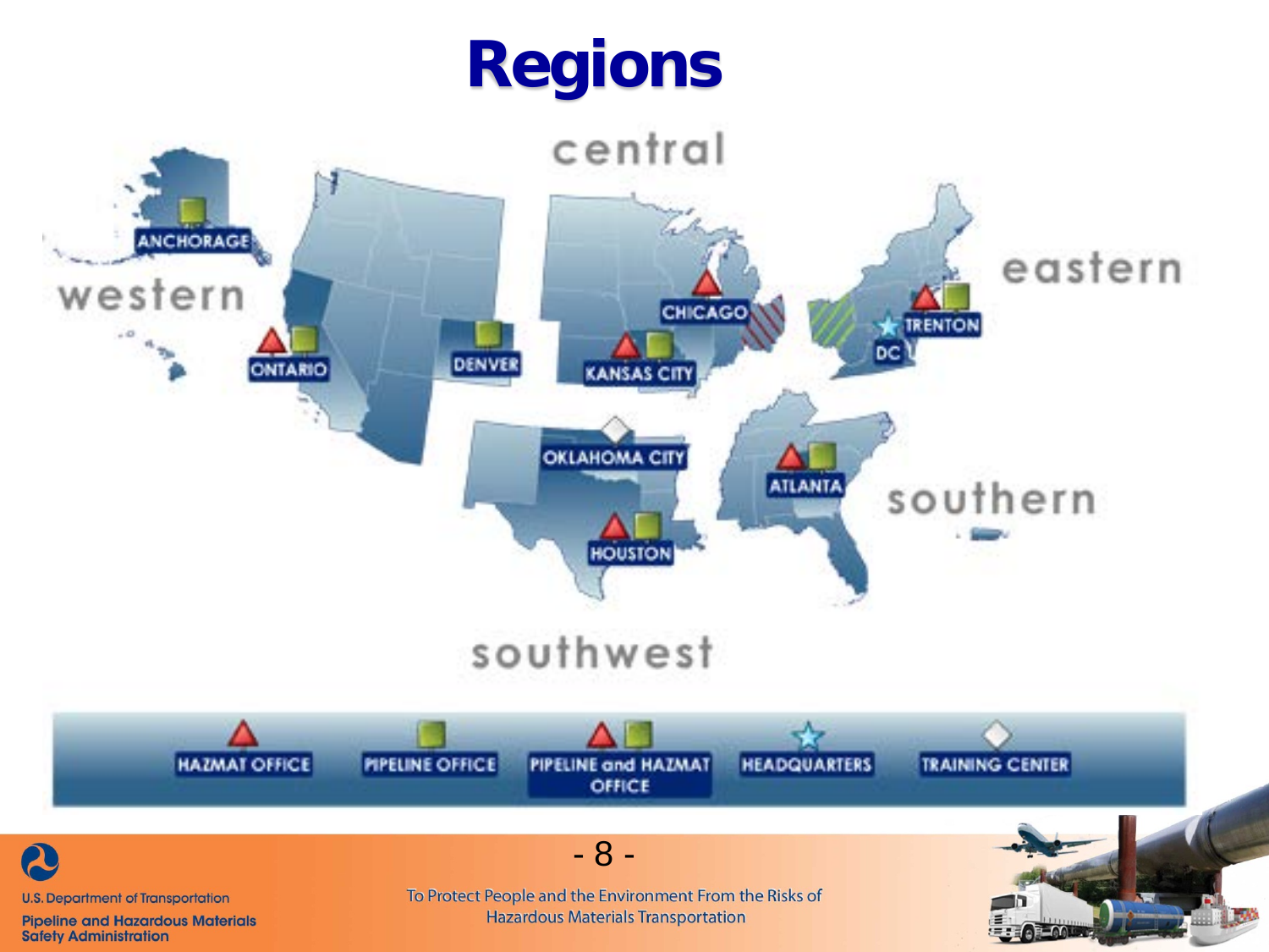# Regions

central

western

eastern

southern

southwest

ANCHORAGE

ONTARIO

DENVER

CHICAGO

KANSAS CITY

TRENTON

DC

OKLAHOMA CITY

ATLANTA

HOUSTON

HAZMAT OFFICE | PIPELINE OFFICE | PIPELINE and HAZMAT OFFICE | HEADQUARTERS | TRAINING CENTER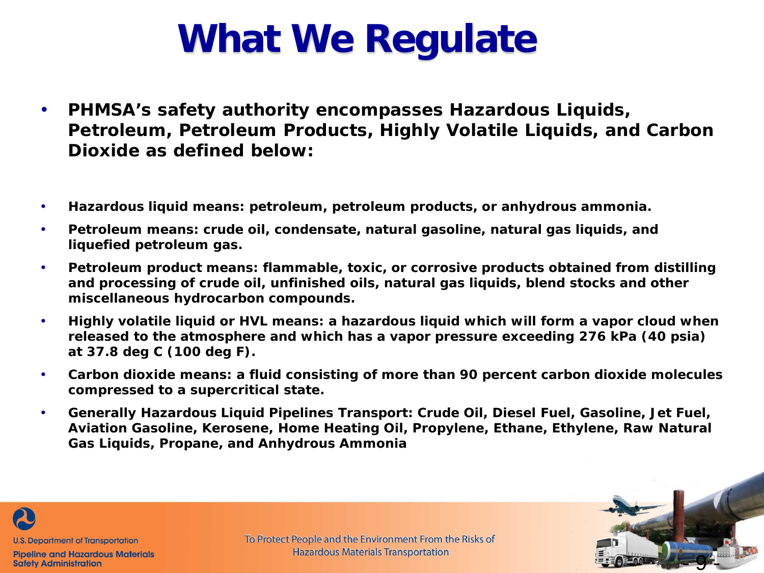# What We Regulate

- **PHMSA's safety authority encompasses Hazardous Liquids, Petroleum, Petroleum Products, Highly Volatile Liquids, and Carbon Dioxide as defined below:**

- **Hazardous liquid means: petroleum, petroleum products, or anhydrous ammonia.**
- **Petroleum means: crude oil, condensate, natural gasoline, natural gas liquids, and liquefied petroleum gas.**
- **Petroleum product means: flammable, toxic, or corrosive products obtained from distilling and processing of crude oil, unfinished oils, natural gas liquids, blend stocks and other miscellaneous hydrocarbon compounds.**
- **Highly volatile liquid or HVL means: a hazardous liquid which will form a vapor cloud when released to the atmosphere and which has a vapor pressure exceeding 276 kPa (40 psia) at 37.8 deg C (100 deg F).**
- **Carbon dioxide means: a fluid consisting of more than 90 percent carbon dioxide molecules compressed to a supercritical state.**
- **Generally Hazardous Liquid Pipelines Transport: Crude Oil, Diesel Fuel, Gasoline, Jet Fuel, Aviation Gasoline, Kerosene, Home Heating Oil, Propylene, Ethane, Ethylene, Raw Natural Gas Liquids, Propane, and Anhydrous Ammonia**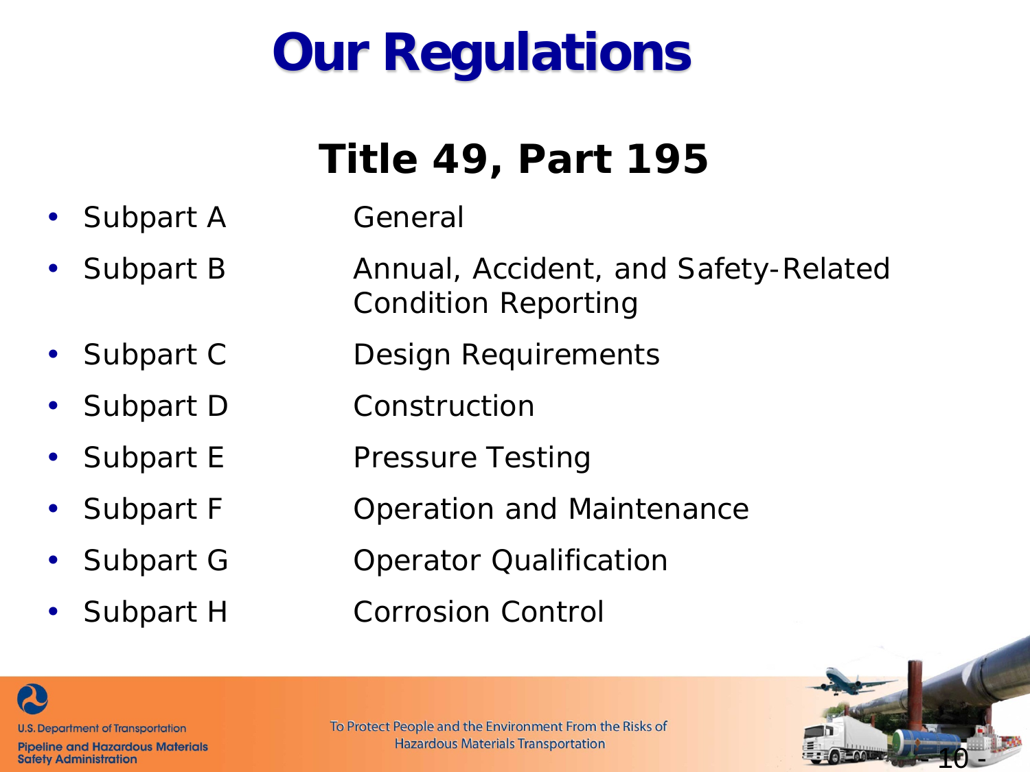# Our Regulations

## Title 49, Part 195

- Subpart A — General
- Subpart B — Annual, Accident, and Safety-Related Condition Reporting
- Subpart C — Design Requirements
- Subpart D — Construction
- Subpart E — Pressure Testing
- Subpart F — Operation and Maintenance
- Subpart G — Operator Qualification
- Subpart H — Corrosion Control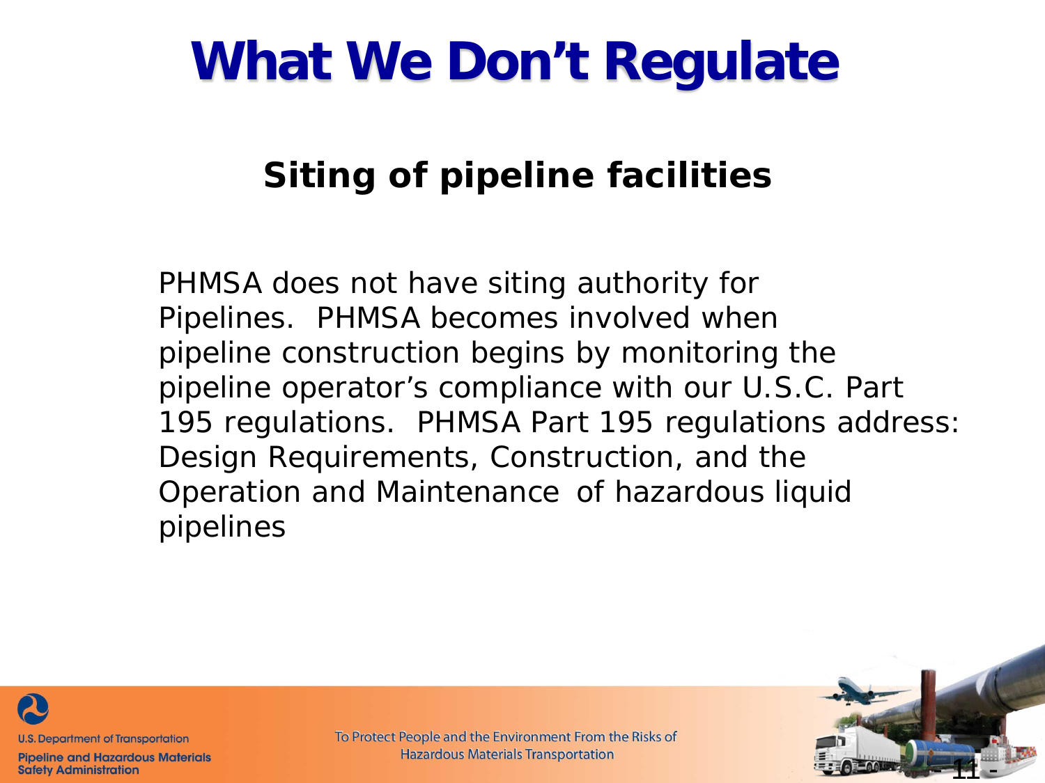# What We Don't Regulate

## Siting of pipeline facilities

PHMSA does not have siting authority for Pipelines. PHMSA becomes involved when pipeline construction begins by monitoring the pipeline operator's compliance with our U.S.C. Part 195 regulations. PHMSA Part 195 regulations address: Design Requirements, Construction, and the Operation and Maintenance of hazardous liquid pipelines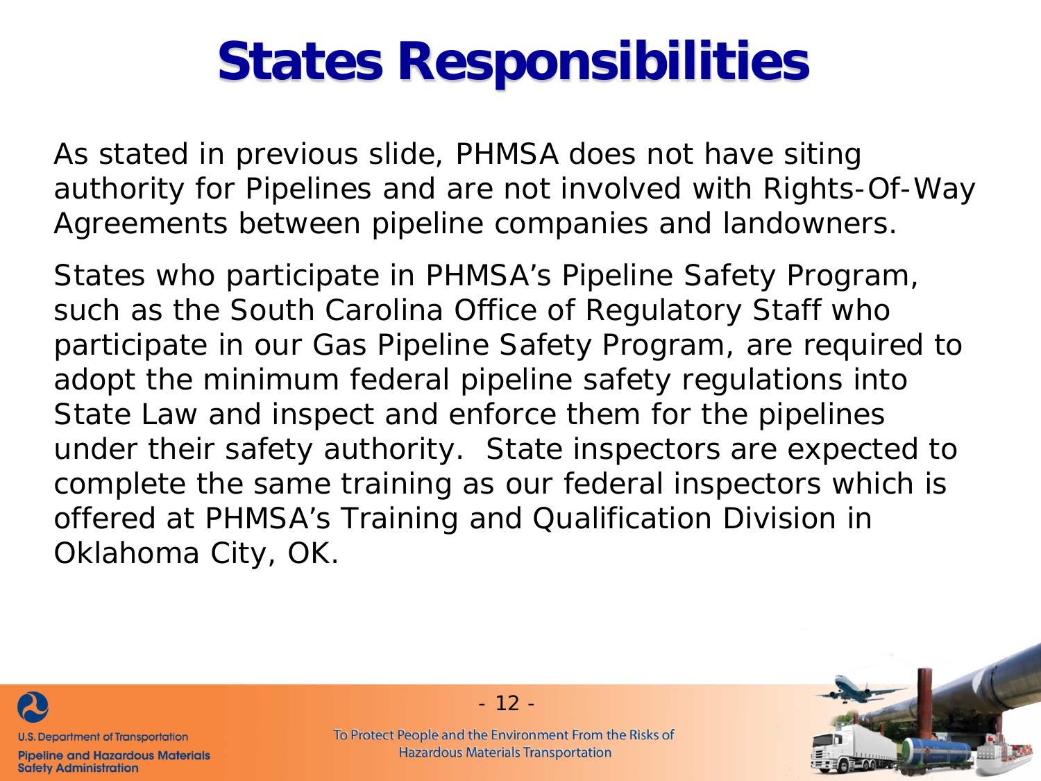# States Responsibilities

As stated in previous slide, PHMSA does not have siting authority for Pipelines and are not involved with Rights-Of-Way Agreements between pipeline companies and landowners.

States who participate in PHMSA's Pipeline Safety Program, such as the South Carolina Office of Regulatory Staff who participate in our Gas Pipeline Safety Program, are required to adopt the minimum federal pipeline safety regulations into State Law and inspect and enforce them for the pipelines under their safety authority. State inspectors are expected to complete the same training as our federal inspectors which is offered at PHMSA's Training and Qualification Division in Oklahoma City, OK.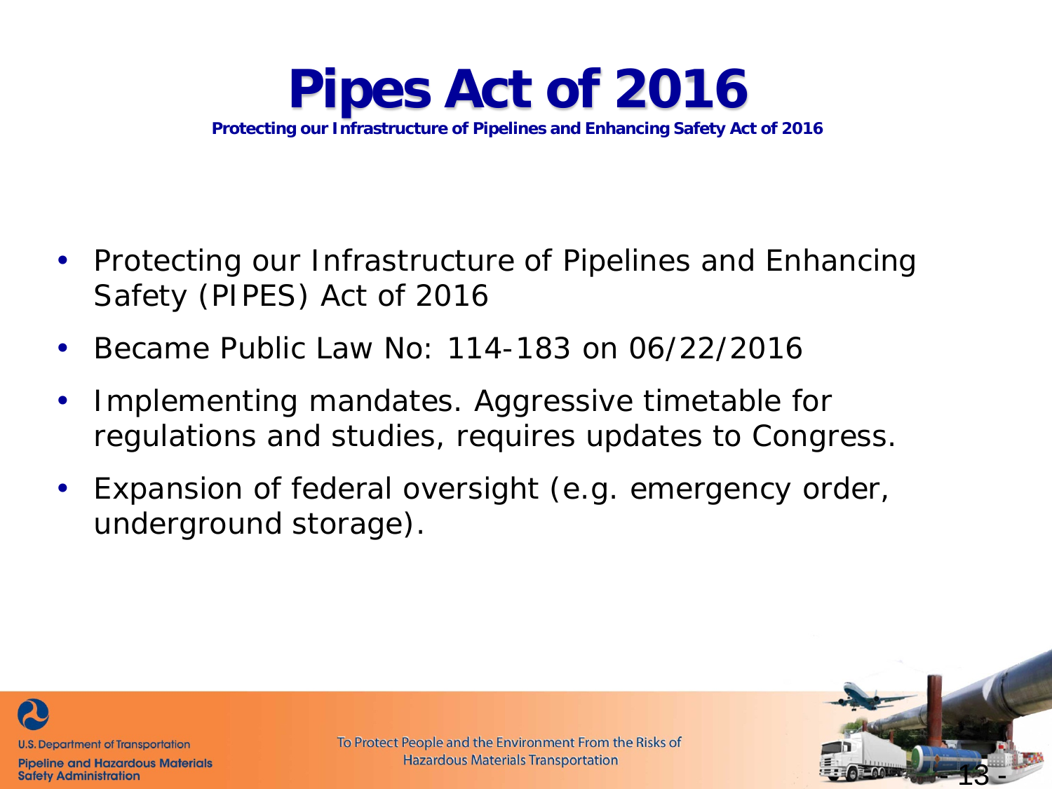# Pipes Act of 2016

**Protecting our Infrastructure of Pipelines and Enhancing Safety Act of 2016**

- Protecting our Infrastructure of Pipelines and Enhancing Safety (PIPES) Act of 2016
- Became Public Law No: 114-183 on 06/22/2016
- Implementing mandates. Aggressive timetable for regulations and studies, requires updates to Congress.
- Expansion of federal oversight (e.g. emergency order, underground storage).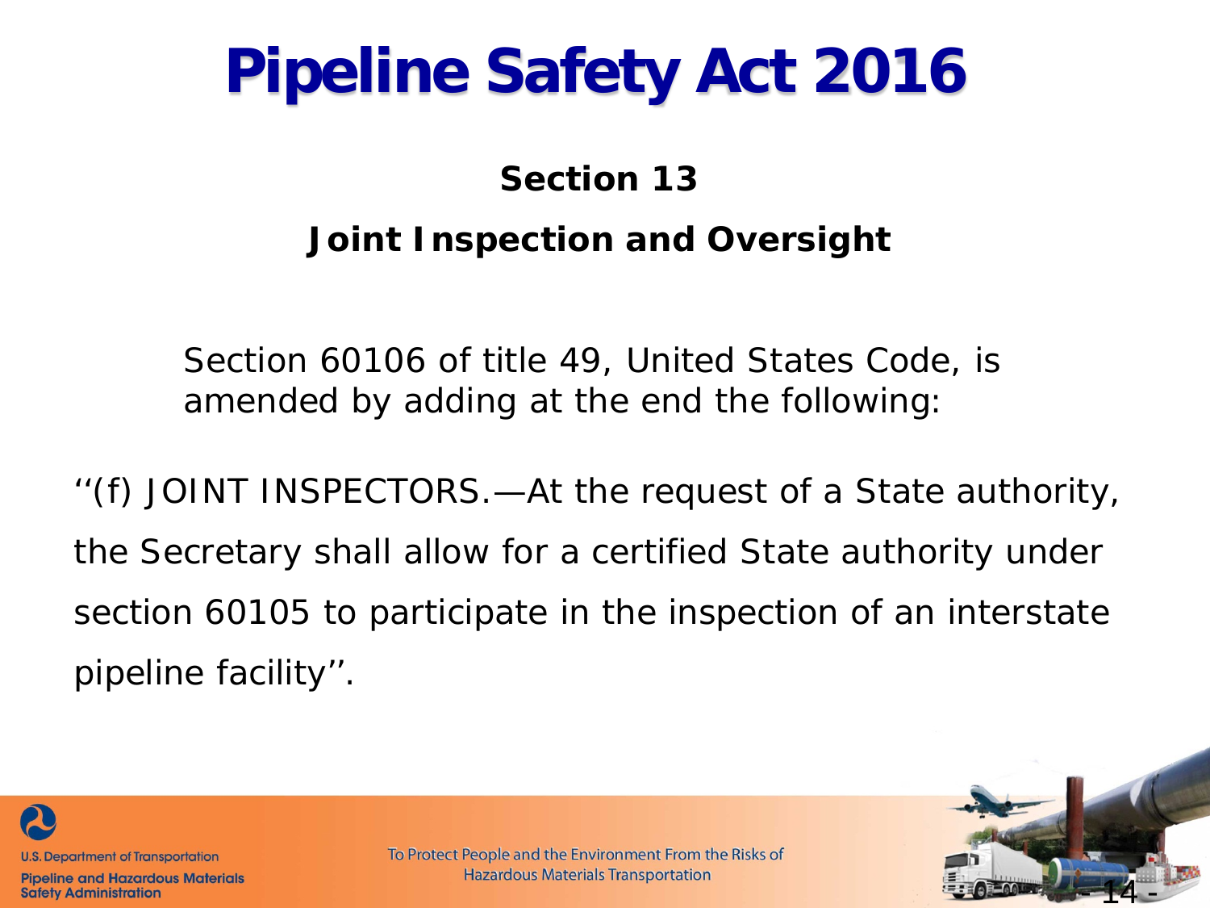# Pipeline Safety Act 2016

## Section 13

## Joint Inspection and Oversight

Section 60106 of title 49, United States Code, is amended by adding at the end the following:

‘‘(f) JOINT INSPECTORS.—At the request of a State authority, the Secretary shall allow for a certified State authority under section 60105 to participate in the inspection of an interstate pipeline facility’’.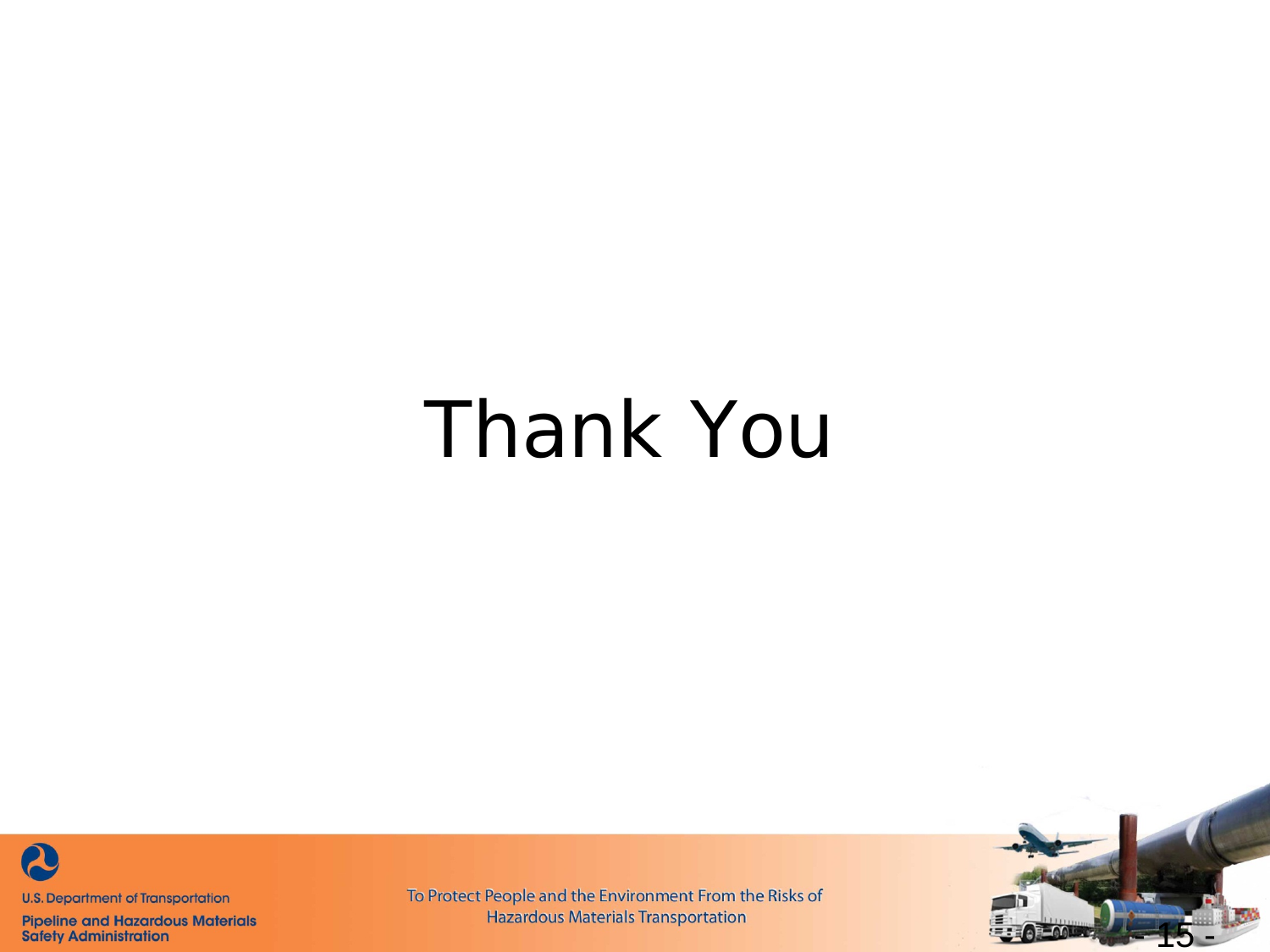# Thank You